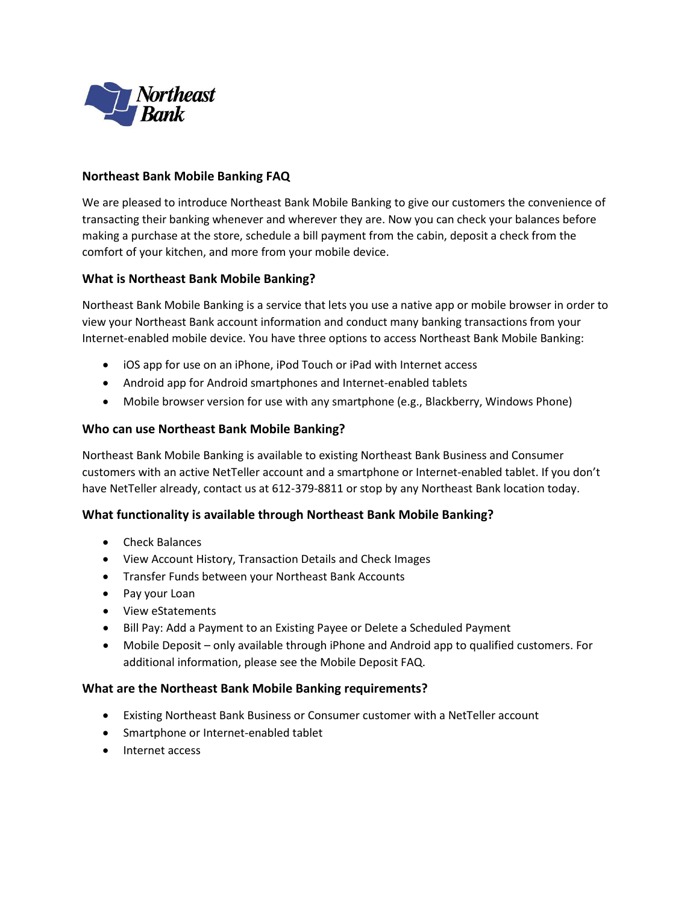Northeast Bank

## Northeast Bank Mobile Banking FAQ

We are pleased to introduce Northeast Bank Mobile Banking to give our customers the convenience of transacting their banking whenever and wherever they are. Now you can check your balances before making a purchase at the store, schedule a bill payment from the cabin, deposit a check from the comfort of your kitchen, and more from your mobile device.

### What is Northeast Bank Mobile Banking?

Northeast Bank Mobile Banking is a service that lets you use a native app or mobile browser in order to view your Northeast Bank account information and conduct many banking transactions from your Internet-enabled mobile device. You have three options to access Northeast Bank Mobile Banking:

- iOS app for use on an iPhone, iPod Touch or iPad with Internet access
- Android app for Android smartphones and Internet-enabled tablets
- Mobile browser version for use with any smartphone (e.g., Blackberry, Windows Phone)

### Who can use Northeast Bank Mobile Banking?

Northeast Bank Mobile Banking is available to existing Northeast Bank Business and Consumer customers with an active NetTeller account and a smartphone or Internet-enabled tablet. If you don't have NetTeller already, contact us at 612-379-8811 or stop by any Northeast Bank location today.

### What functionality is available through Northeast Bank Mobile Banking?

- Check Balances
- View Account History, Transaction Details and Check Images
- Transfer Funds between your Northeast Bank Accounts
- Pay your Loan
- View eStatements
- Bill Pay: Add a Payment to an Existing Payee or Delete a Scheduled Payment
- Mobile Deposit – only available through iPhone and Android app to qualified customers. For additional information, please see the Mobile Deposit FAQ.

### What are the Northeast Bank Mobile Banking requirements?

- Existing Northeast Bank Business or Consumer customer with a NetTeller account
- Smartphone or Internet-enabled tablet
- Internet access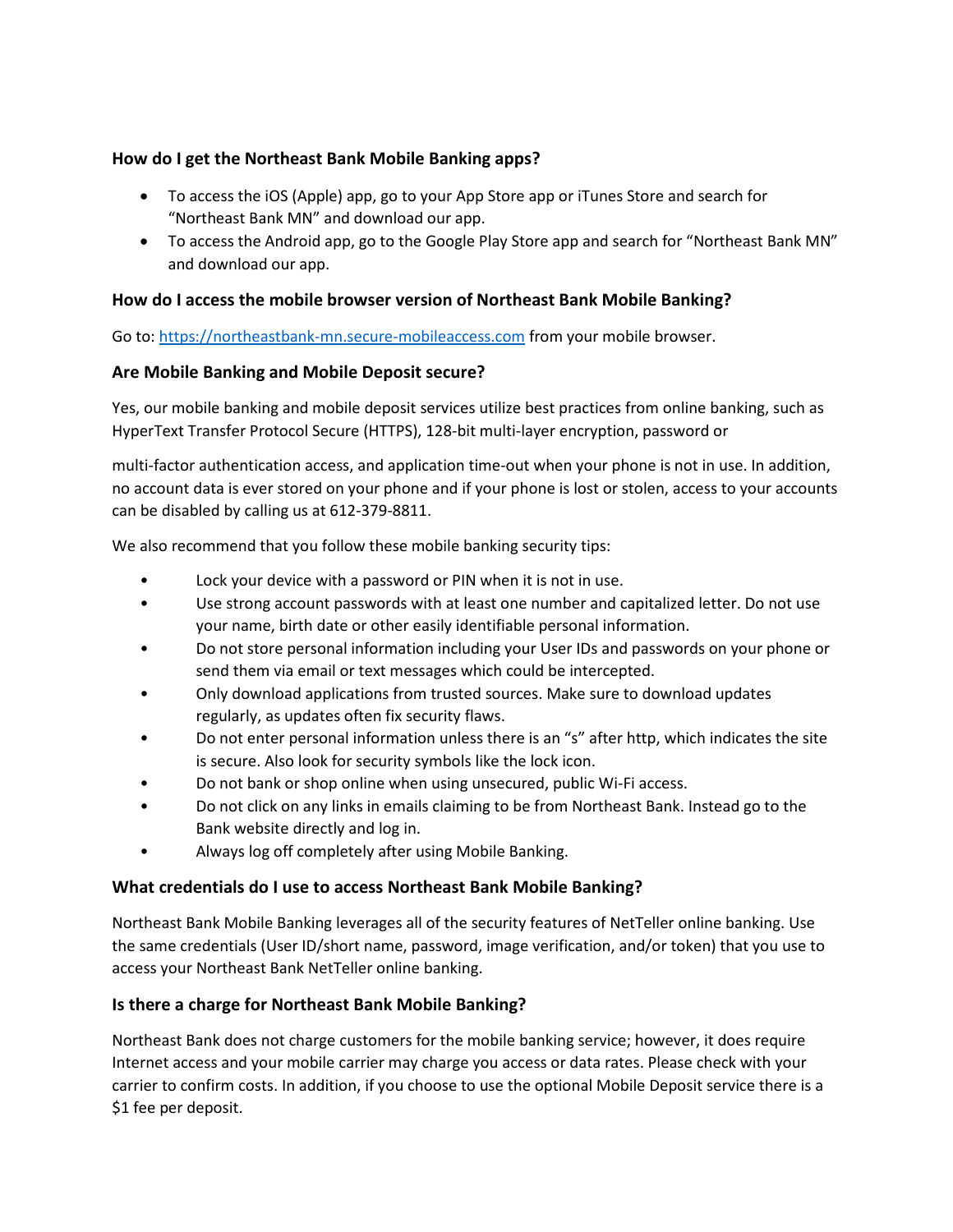### How do I get the Northeast Bank Mobile Banking apps?

- To access the iOS (Apple) app, go to your App Store app or iTunes Store and search for "Northeast Bank MN" and download our app.
- To access the Android app, go to the Google Play Store app and search for "Northeast Bank MN" and download our app.

### How do I access the mobile browser version of Northeast Bank Mobile Banking?

Go to: [https://northeastbank-mn.secure-mobileaccess.com](https://northeastbank-mn.secure-mobileaccess.com) from your mobile browser.

### Are Mobile Banking and Mobile Deposit secure?

Yes, our mobile banking and mobile deposit services utilize best practices from online banking, such as HyperText Transfer Protocol Secure (HTTPS), 128-bit multi-layer encryption, password or multi-factor authentication access, and application time-out when your phone is not in use. In addition, no account data is ever stored on your phone and if your phone is lost or stolen, access to your accounts can be disabled by calling us at 612-379-8811.

We also recommend that you follow these mobile banking security tips:

- Lock your device with a password or PIN when it is not in use.
- Use strong account passwords with at least one number and capitalized letter. Do not use your name, birth date or other easily identifiable personal information.
- Do not store personal information including your User IDs and passwords on your phone or send them via email or text messages which could be intercepted.
- Only download applications from trusted sources. Make sure to download updates regularly, as updates often fix security flaws.
- Do not enter personal information unless there is an "s" after http, which indicates the site is secure. Also look for security symbols like the lock icon.
- Do not bank or shop online when using unsecured, public Wi-Fi access.
- Do not click on any links in emails claiming to be from Northeast Bank. Instead go to the Bank website directly and log in.
- Always log off completely after using Mobile Banking.

### What credentials do I use to access Northeast Bank Mobile Banking?

Northeast Bank Mobile Banking leverages all of the security features of NetTeller online banking. Use the same credentials (User ID/short name, password, image verification, and/or token) that you use to access your Northeast Bank NetTeller online banking.

### Is there a charge for Northeast Bank Mobile Banking?

Northeast Bank does not charge customers for the mobile banking service; however, it does require Internet access and your mobile carrier may charge you access or data rates. Please check with your carrier to confirm costs. In addition, if you choose to use the optional Mobile Deposit service there is a $1 fee per deposit.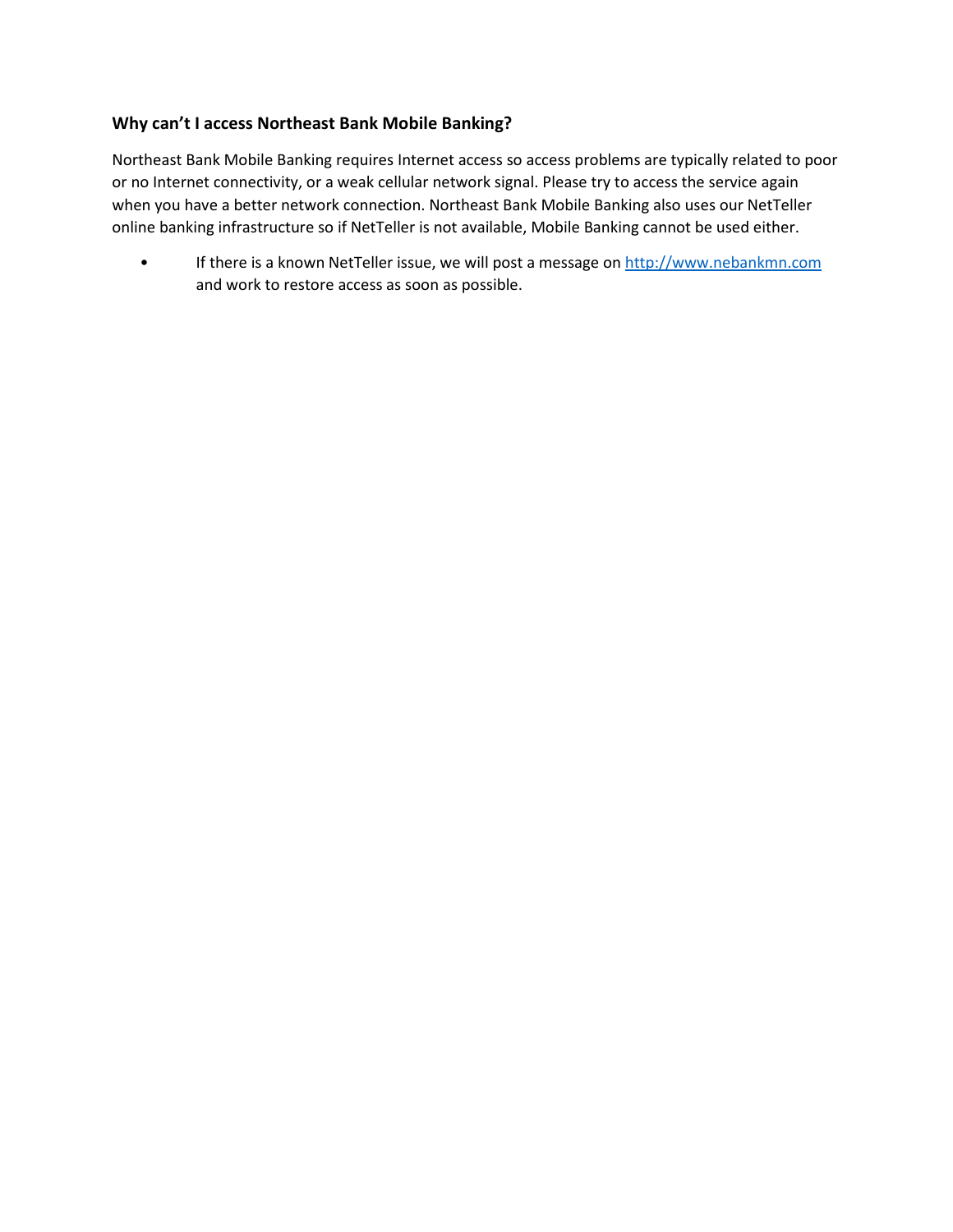### Why can't I access Northeast Bank Mobile Banking?

Northeast Bank Mobile Banking requires Internet access so access problems are typically related to poor or no Internet connectivity, or a weak cellular network signal. Please try to access the service again when you have a better network connection. Northeast Bank Mobile Banking also uses our NetTeller online banking infrastructure so if NetTeller is not available, Mobile Banking cannot be used either.

- If there is a known NetTeller issue, we will post a message on [http://www.nebankmn.com](http://www.nebankmn.com) and work to restore access as soon as possible.